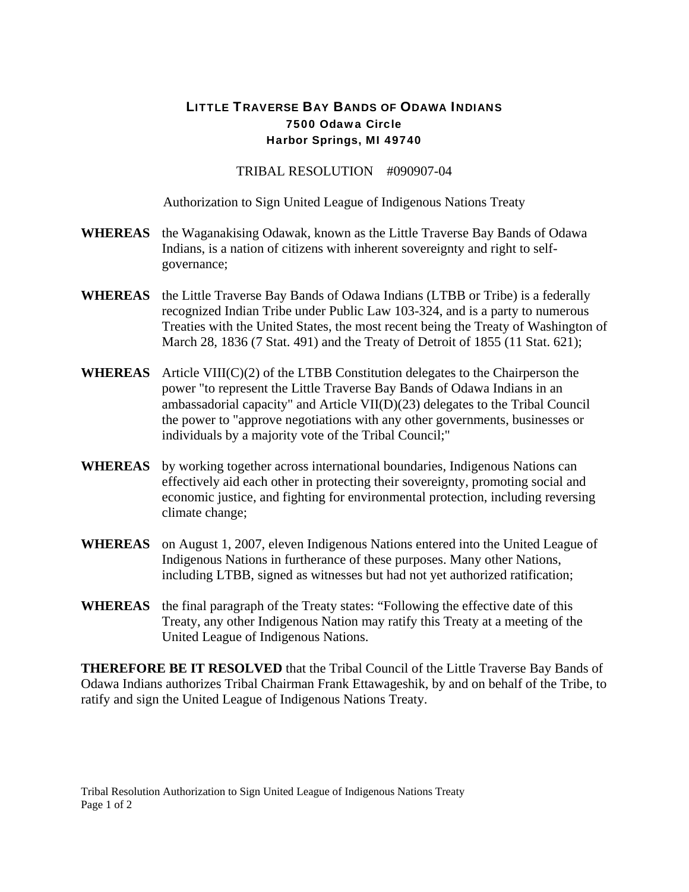# LITTLE TRAVERSE BAY BANDS OF ODAWA INDIANS

**7500 Odawa Circle**
**Harbor Springs, MI 49740**

TRIBAL RESOLUTION #090907-04

Authorization to Sign United League of Indigenous Nations Treaty

**WHEREAS** the Waganakising Odawak, known as the Little Traverse Bay Bands of Odawa Indians, is a nation of citizens with inherent sovereignty and right to self-governance;

**WHEREAS** the Little Traverse Bay Bands of Odawa Indians (LTBB or Tribe) is a federally recognized Indian Tribe under Public Law 103-324, and is a party to numerous Treaties with the United States, the most recent being the Treaty of Washington of March 28, 1836 (7 Stat. 491) and the Treaty of Detroit of 1855 (11 Stat. 621);

**WHEREAS** Article VIII(C)(2) of the LTBB Constitution delegates to the Chairperson the power "to represent the Little Traverse Bay Bands of Odawa Indians in an ambassadorial capacity" and Article VII(D)(23) delegates to the Tribal Council the power to "approve negotiations with any other governments, businesses or individuals by a majority vote of the Tribal Council;"

**WHEREAS** by working together across international boundaries, Indigenous Nations can effectively aid each other in protecting their sovereignty, promoting social and economic justice, and fighting for environmental protection, including reversing climate change;

**WHEREAS** on August 1, 2007, eleven Indigenous Nations entered into the United League of Indigenous Nations in furtherance of these purposes. Many other Nations, including LTBB, signed as witnesses but had not yet authorized ratification;

**WHEREAS** the final paragraph of the Treaty states: "Following the effective date of this Treaty, any other Indigenous Nation may ratify this Treaty at a meeting of the United League of Indigenous Nations.

**THEREFORE BE IT RESOLVED** that the Tribal Council of the Little Traverse Bay Bands of Odawa Indians authorizes Tribal Chairman Frank Ettawageshik, by and on behalf of the Tribe, to ratify and sign the United League of Indigenous Nations Treaty.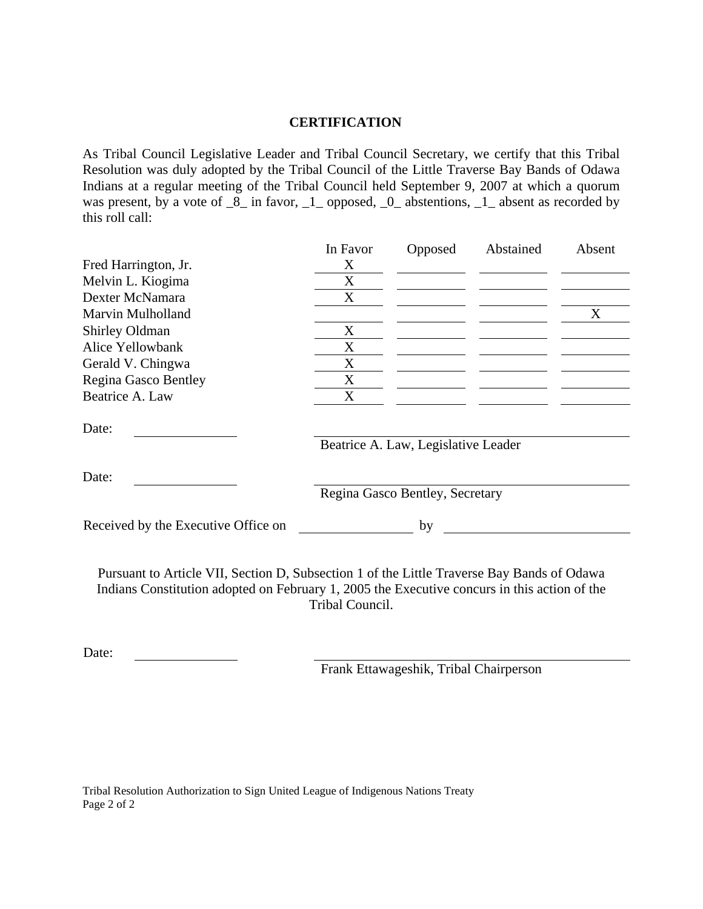## CERTIFICATION

As Tribal Council Legislative Leader and Tribal Council Secretary, we certify that this Tribal Resolution was duly adopted by the Tribal Council of the Little Traverse Bay Bands of Odawa Indians at a regular meeting of the Tribal Council held September 9, 2007 at which a quorum was present, by a vote of _8_ in favor, _1_ opposed, _0_ abstentions, _1_ absent as recorded by this roll call:

| | In Favor | Opposed | Abstained | Absent |
|---|---|---|---|---|
| Fred Harrington, Jr. | X | | | |
| Melvin L. Kiogima | X | | | |
| Dexter McNamara | X | | | |
| Marvin Mulholland | | | | X |
| Shirley Oldman | X | | | |
| Alice Yellowbank | X | | | |
| Gerald V. Chingwa | X | | | |
| Regina Gasco Bentley | X | | | |
| Beatrice A. Law | X | | | |

Date: ____________

____________________________
Beatrice A. Law, Legislative Leader

Date: ____________

____________________________
Regina Gasco Bentley, Secretary

Received by the Executive Office on ______________ by ____________________

Pursuant to Article VII, Section D, Subsection 1 of the Little Traverse Bay Bands of Odawa Indians Constitution adopted on February 1, 2005 the Executive concurs in this action of the Tribal Council.

Date: ____________

____________________________
Frank Ettawageshik, Tribal Chairperson

Tribal Resolution Authorization to Sign United League of Indigenous Nations Treaty